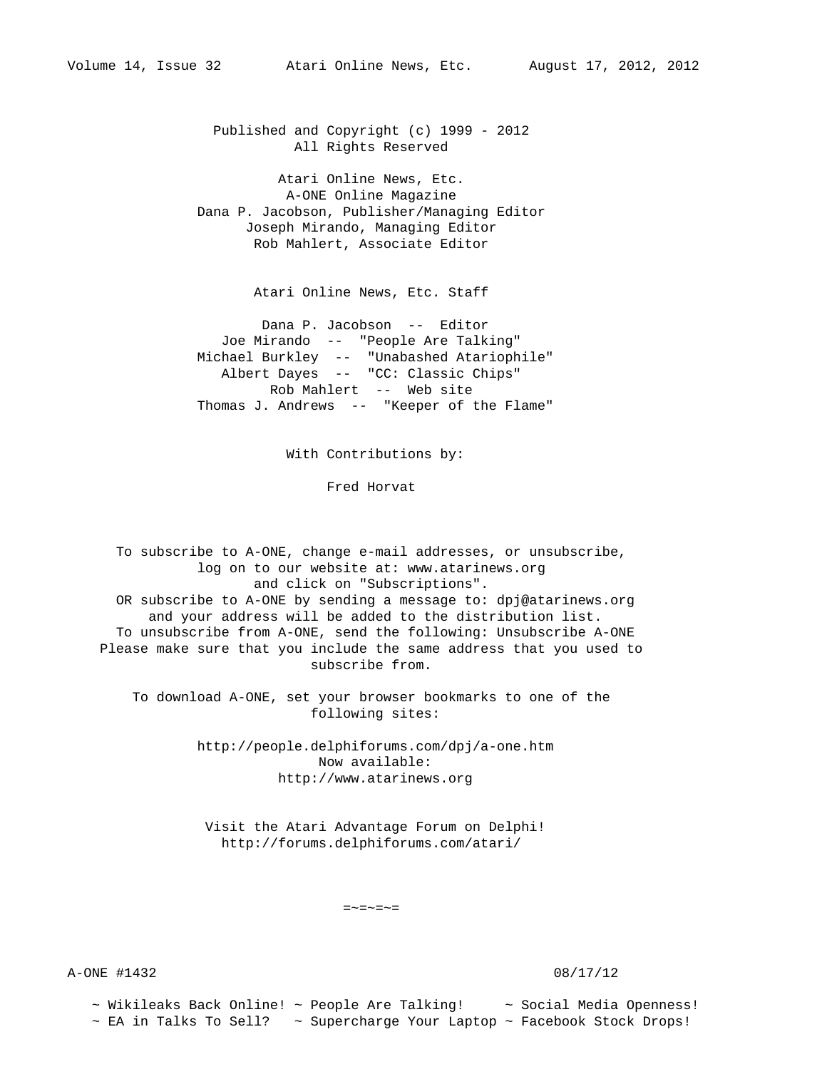Volume 14, Issue 32 Atari Online News, Etc. August 17, 2012, 2012

Published and Copyright (c) 1999 - 2012
All Rights Reserved

Atari Online News, Etc.
A-ONE Online Magazine
Dana P. Jacobson, Publisher/Managing Editor
Joseph Mirando, Managing Editor
Rob Mahlert, Associate Editor

Atari Online News, Etc. Staff

Dana P. Jacobson -- Editor
Joe Mirando -- "People Are Talking"
Michael Burkley -- "Unabashed Atariophile"
Albert Dayes -- "CC: Classic Chips"
Rob Mahlert -- Web site
Thomas J. Andrews -- "Keeper of the Flame"

With Contributions by:

Fred Horvat

To subscribe to A-ONE, change e-mail addresses, or unsubscribe,
log on to our website at: www.atarinews.org
and click on "Subscriptions".
OR subscribe to A-ONE by sending a message to: dpj@atarinews.org
and your address will be added to the distribution list.
To unsubscribe from A-ONE, send the following: Unsubscribe A-ONE
Please make sure that you include the same address that you used to
subscribe from.

To download A-ONE, set your browser bookmarks to one of the
following sites:

http://people.delphiforums.com/dpj/a-one.htm
Now available:
http://www.atarinews.org

Visit the Atari Advantage Forum on Delphi!
http://forums.delphiforums.com/atari/

=~=~=~=

A-ONE #1432 08/17/12

~ Wikileaks Back Online! ~ People Are Talking! ~ Social Media Openness!
~ EA in Talks To Sell? ~ Supercharge Your Laptop ~ Facebook Stock Drops!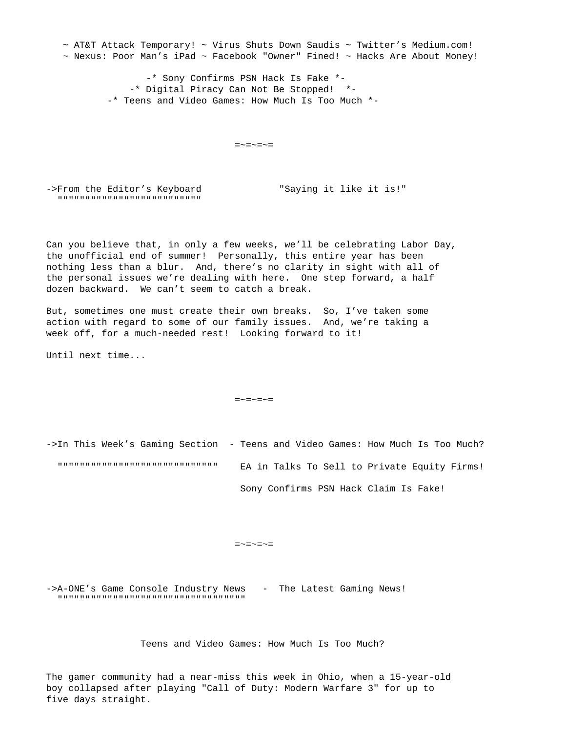~ AT&T Attack Temporary! ~ Virus Shuts Down Saudis ~ Twitter's Medium.com!
~ Nexus: Poor Man's iPad ~ Facebook "Owner" Fined! ~ Hacks Are About Money!

-* Sony Confirms PSN Hack Is Fake *-
-* Digital Piracy Can Not Be Stopped! *-
-* Teens and Video Games: How Much Is Too Much *-

=~=~=~=

## ->From the Editor's Keyboard "Saying it like it is!"

Can you believe that, in only a few weeks, we'll be celebrating Labor Day, the unofficial end of summer! Personally, this entire year has been nothing less than a blur. And, there's no clarity in sight with all of the personal issues we're dealing with here. One step forward, a half dozen backward. We can't seem to catch a break.

But, sometimes one must create their own breaks. So, I've taken some action with regard to some of our family issues. And, we're taking a week off, for a much-needed rest! Looking forward to it!

Until next time...

=~=~=~=

## ->In This Week's Gaming Section

- Teens and Video Games: How Much Is Too Much?
- EA in Talks To Sell to Private Equity Firms!
- Sony Confirms PSN Hack Claim Is Fake!

=~=~=~=

## ->A-ONE's Game Console Industry News - The Latest Gaming News!

### Teens and Video Games: How Much Is Too Much?

The gamer community had a near-miss this week in Ohio, when a 15-year-old boy collapsed after playing "Call of Duty: Modern Warfare 3" for up to five days straight.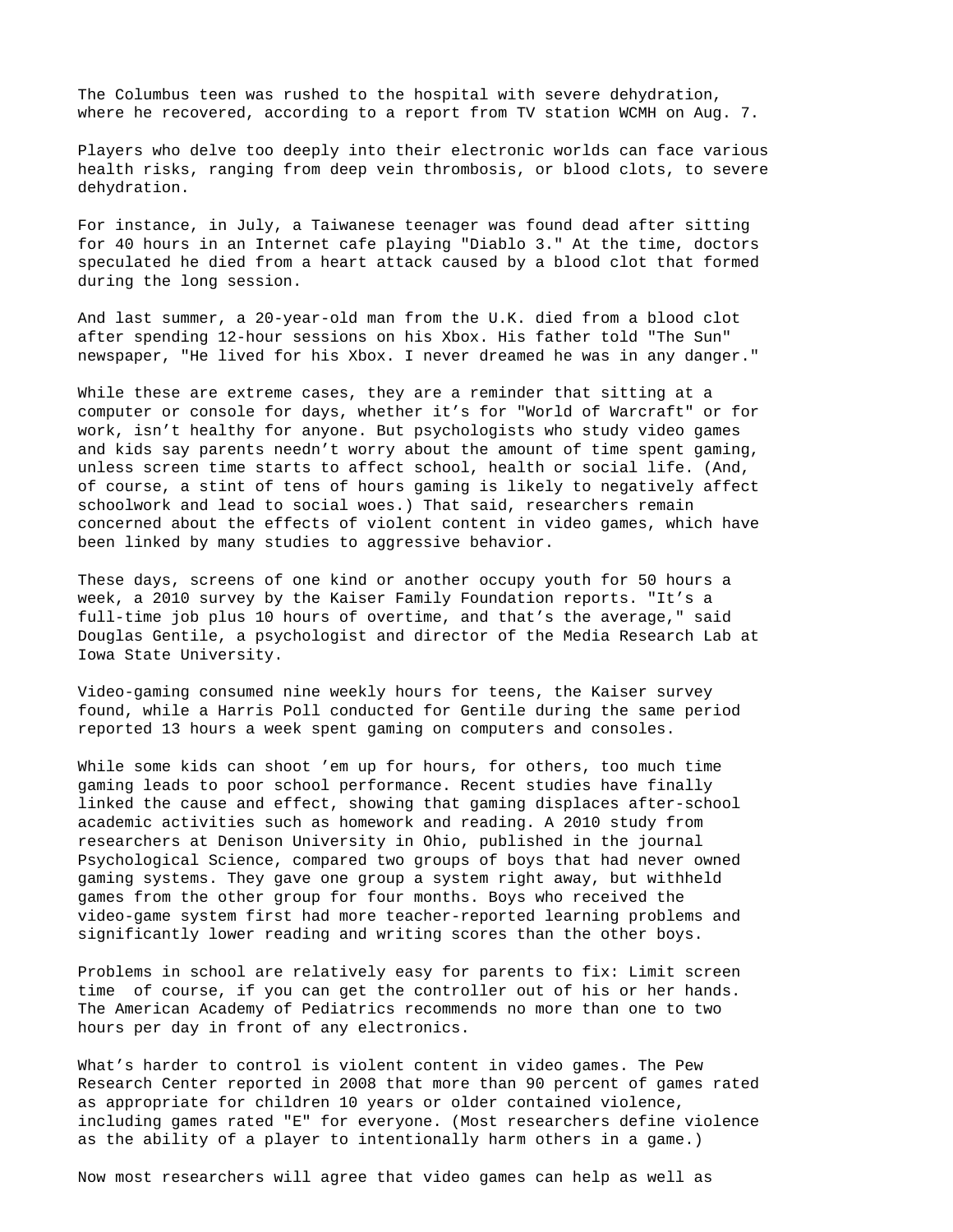The Columbus teen was rushed to the hospital with severe dehydration, where he recovered, according to a report from TV station WCMH on Aug. 7.

Players who delve too deeply into their electronic worlds can face various health risks, ranging from deep vein thrombosis, or blood clots, to severe dehydration.

For instance, in July, a Taiwanese teenager was found dead after sitting for 40 hours in an Internet cafe playing "Diablo 3." At the time, doctors speculated he died from a heart attack caused by a blood clot that formed during the long session.

And last summer, a 20-year-old man from the U.K. died from a blood clot after spending 12-hour sessions on his Xbox. His father told "The Sun" newspaper, "He lived for his Xbox. I never dreamed he was in any danger."

While these are extreme cases, they are a reminder that sitting at a computer or console for days, whether it’s for "World of Warcraft" or for work, isn’t healthy for anyone. But psychologists who study video games and kids say parents needn’t worry about the amount of time spent gaming, unless screen time starts to affect school, health or social life. (And, of course, a stint of tens of hours gaming is likely to negatively affect schoolwork and lead to social woes.) That said, researchers remain concerned about the effects of violent content in video games, which have been linked by many studies to aggressive behavior.

These days, screens of one kind or another occupy youth for 50 hours a week, a 2010 survey by the Kaiser Family Foundation reports. "It’s a full-time job plus 10 hours of overtime, and that’s the average," said Douglas Gentile, a psychologist and director of the Media Research Lab at Iowa State University.

Video-gaming consumed nine weekly hours for teens, the Kaiser survey found, while a Harris Poll conducted for Gentile during the same period reported 13 hours a week spent gaming on computers and consoles.

While some kids can shoot ’em up for hours, for others, too much time gaming leads to poor school performance. Recent studies have finally linked the cause and effect, showing that gaming displaces after-school academic activities such as homework and reading. A 2010 study from researchers at Denison University in Ohio, published in the journal Psychological Science, compared two groups of boys that had never owned gaming systems. They gave one group a system right away, but withheld games from the other group for four months. Boys who received the video-game system first had more teacher-reported learning problems and significantly lower reading and writing scores than the other boys.

Problems in school are relatively easy for parents to fix: Limit screen time  of course, if you can get the controller out of his or her hands. The American Academy of Pediatrics recommends no more than one to two hours per day in front of any electronics.

What’s harder to control is violent content in video games. The Pew Research Center reported in 2008 that more than 90 percent of games rated as appropriate for children 10 years or older contained violence, including games rated "E" for everyone. (Most researchers define violence as the ability of a player to intentionally harm others in a game.)

Now most researchers will agree that video games can help as well as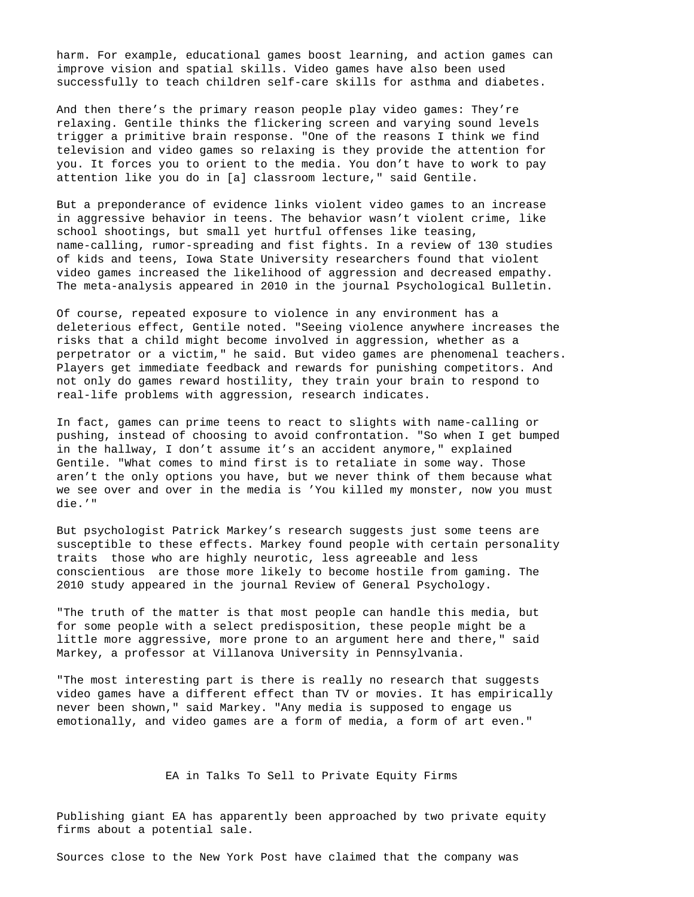harm. For example, educational games boost learning, and action games can improve vision and spatial skills. Video games have also been used successfully to teach children self-care skills for asthma and diabetes.

And then there’s the primary reason people play video games: They’re relaxing. Gentile thinks the flickering screen and varying sound levels trigger a primitive brain response. "One of the reasons I think we find television and video games so relaxing is they provide the attention for you. It forces you to orient to the media. You don’t have to work to pay attention like you do in [a] classroom lecture," said Gentile.

But a preponderance of evidence links violent video games to an increase in aggressive behavior in teens. The behavior wasn’t violent crime, like school shootings, but small yet hurtful offenses like teasing, name-calling, rumor-spreading and fist fights. In a review of 130 studies of kids and teens, Iowa State University researchers found that violent video games increased the likelihood of aggression and decreased empathy. The meta-analysis appeared in 2010 in the journal Psychological Bulletin.

Of course, repeated exposure to violence in any environment has a deleterious effect, Gentile noted. "Seeing violence anywhere increases the risks that a child might become involved in aggression, whether as a perpetrator or a victim," he said. But video games are phenomenal teachers. Players get immediate feedback and rewards for punishing competitors. And not only do games reward hostility, they train your brain to respond to real-life problems with aggression, research indicates.

In fact, games can prime teens to react to slights with name-calling or pushing, instead of choosing to avoid confrontation. "So when I get bumped in the hallway, I don’t assume it’s an accident anymore," explained Gentile. "What comes to mind first is to retaliate in some way. Those aren’t the only options you have, but we never think of them because what we see over and over in the media is ’You killed my monster, now you must die.’"

But psychologist Patrick Markey’s research suggests just some teens are susceptible to these effects. Markey found people with certain personality traits  those who are highly neurotic, less agreeable and less conscientious  are those more likely to become hostile from gaming. The 2010 study appeared in the journal Review of General Psychology.

"The truth of the matter is that most people can handle this media, but for some people with a select predisposition, these people might be a little more aggressive, more prone to an argument here and there," said Markey, a professor at Villanova University in Pennsylvania.

"The most interesting part is there is really no research that suggests video games have a different effect than TV or movies. It has empirically never been shown," said Markey. "Any media is supposed to engage us emotionally, and video games are a form of media, a form of art even."

## EA in Talks To Sell to Private Equity Firms

Publishing giant EA has apparently been approached by two private equity firms about a potential sale.

Sources close to the New York Post have claimed that the company was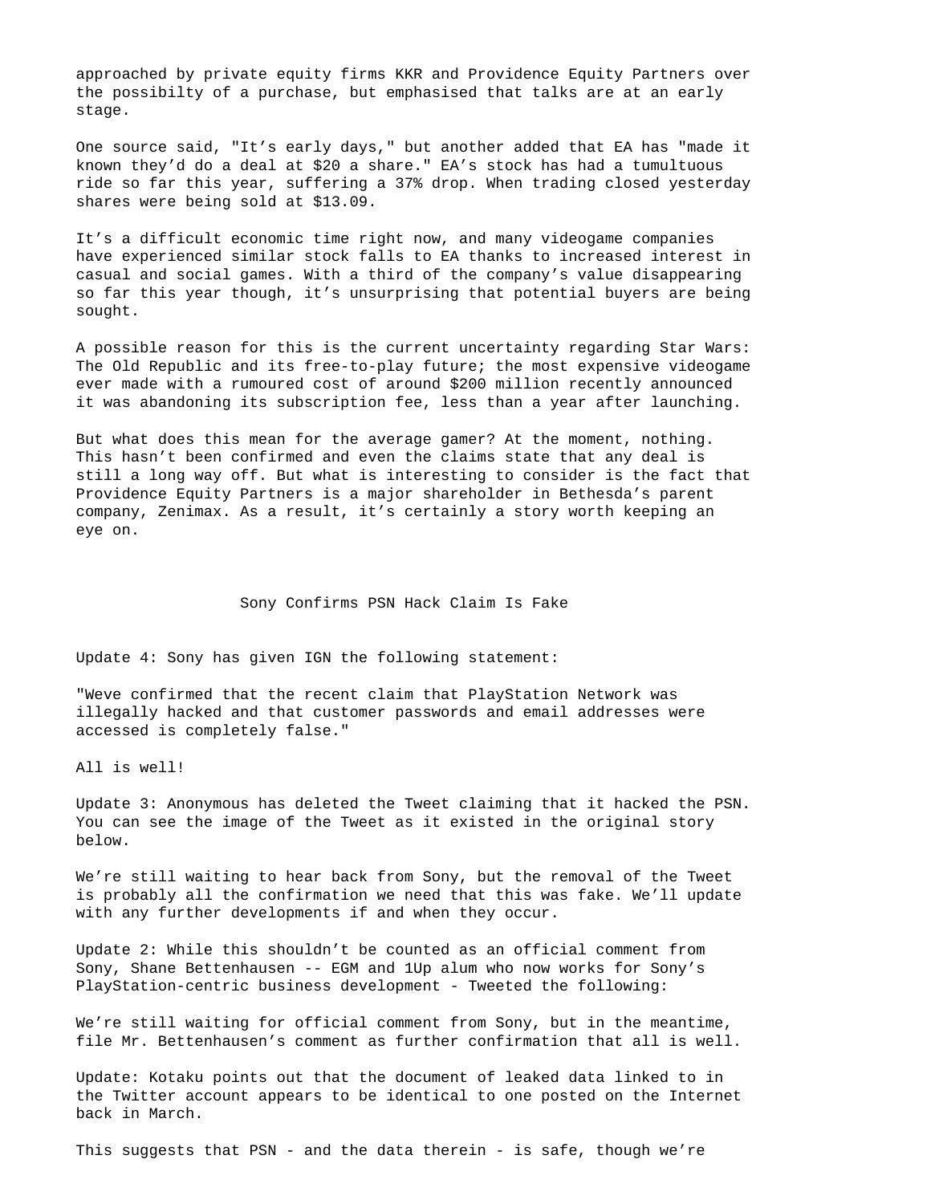approached by private equity firms KKR and Providence Equity Partners over the possibilty of a purchase, but emphasised that talks are at an early stage.

One source said, "It’s early days," but another added that EA has "made it known they’d do a deal at $20 a share." EA’s stock has had a tumultuous ride so far this year, suffering a 37% drop. When trading closed yesterday shares were being sold at $13.09.

It’s a difficult economic time right now, and many videogame companies have experienced similar stock falls to EA thanks to increased interest in casual and social games. With a third of the company’s value disappearing so far this year though, it’s unsurprising that potential buyers are being sought.

A possible reason for this is the current uncertainty regarding Star Wars: The Old Republic and its free-to-play future; the most expensive videogame ever made with a rumoured cost of around $200 million recently announced it was abandoning its subscription fee, less than a year after launching.

But what does this mean for the average gamer? At the moment, nothing. This hasn’t been confirmed and even the claims state that any deal is still a long way off. But what is interesting to consider is the fact that Providence Equity Partners is a major shareholder in Bethesda’s parent company, Zenimax. As a result, it’s certainly a story worth keeping an eye on.

## Sony Confirms PSN Hack Claim Is Fake

Update 4: Sony has given IGN the following statement:

"Weve confirmed that the recent claim that PlayStation Network was illegally hacked and that customer passwords and email addresses were accessed is completely false."

All is well!

Update 3: Anonymous has deleted the Tweet claiming that it hacked the PSN. You can see the image of the Tweet as it existed in the original story below.

We’re still waiting to hear back from Sony, but the removal of the Tweet is probably all the confirmation we need that this was fake. We’ll update with any further developments if and when they occur.

Update 2: While this shouldn’t be counted as an official comment from Sony, Shane Bettenhausen -- EGM and 1Up alum who now works for Sony’s PlayStation-centric business development - Tweeted the following:

We’re still waiting for official comment from Sony, but in the meantime, file Mr. Bettenhausen’s comment as further confirmation that all is well.

Update: Kotaku points out that the document of leaked data linked to in the Twitter account appears to be identical to one posted on the Internet back in March.

This suggests that PSN - and the data therein - is safe, though we’re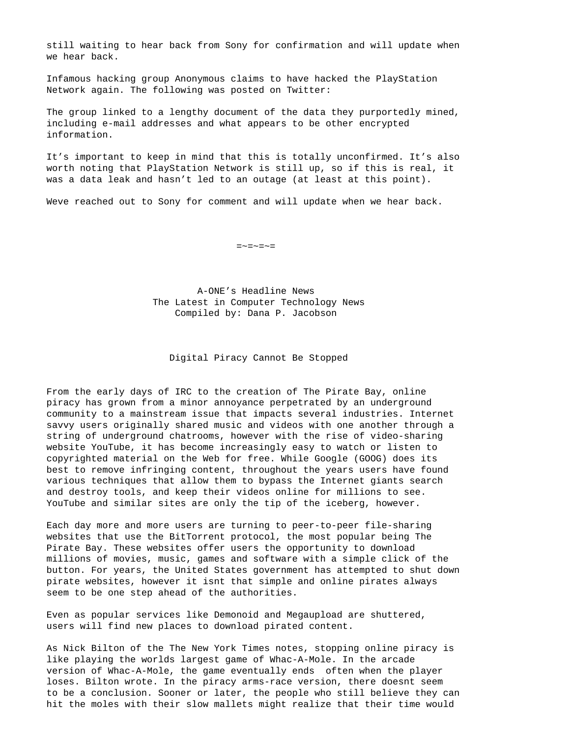still waiting to hear back from Sony for confirmation and will update when we hear back.

Infamous hacking group Anonymous claims to have hacked the PlayStation Network again. The following was posted on Twitter:

The group linked to a lengthy document of the data they purportedly mined, including e-mail addresses and what appears to be other encrypted information.

It’s important to keep in mind that this is totally unconfirmed. It’s also worth noting that PlayStation Network is still up, so if this is real, it was a data leak and hasn’t led to an outage (at least at this point).

Weve reached out to Sony for comment and will update when we hear back.

=~=~=~=

A-ONE’s Headline News
The Latest in Computer Technology News
Compiled by: Dana P. Jacobson

## Digital Piracy Cannot Be Stopped

From the early days of IRC to the creation of The Pirate Bay, online piracy has grown from a minor annoyance perpetrated by an underground community to a mainstream issue that impacts several industries. Internet savvy users originally shared music and videos with one another through a string of underground chatrooms, however with the rise of video-sharing website YouTube, it has become increasingly easy to watch or listen to copyrighted material on the Web for free. While Google (GOOG) does its best to remove infringing content, throughout the years users have found various techniques that allow them to bypass the Internet giants search and destroy tools, and keep their videos online for millions to see. YouTube and similar sites are only the tip of the iceberg, however.

Each day more and more users are turning to peer-to-peer file-sharing websites that use the BitTorrent protocol, the most popular being The Pirate Bay. These websites offer users the opportunity to download millions of movies, music, games and software with a simple click of the button. For years, the United States government has attempted to shut down pirate websites, however it isnt that simple and online pirates always seem to be one step ahead of the authorities.

Even as popular services like Demonoid and Megaupload are shuttered, users will find new places to download pirated content.

As Nick Bilton of the The New York Times notes, stopping online piracy is like playing the worlds largest game of Whac-A-Mole. In the arcade version of Whac-A-Mole, the game eventually ends  often when the player loses. Bilton wrote. In the piracy arms-race version, there doesnt seem to be a conclusion. Sooner or later, the people who still believe they can hit the moles with their slow mallets might realize that their time would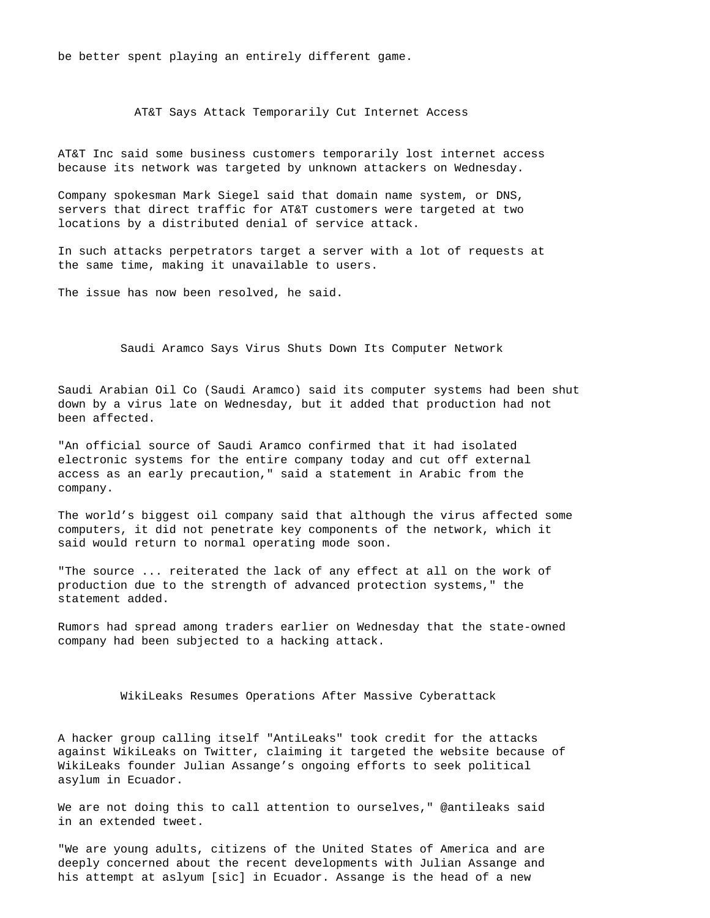be better spent playing an entirely different game.

## AT&T Says Attack Temporarily Cut Internet Access

AT&T Inc said some business customers temporarily lost internet access because its network was targeted by unknown attackers on Wednesday.

Company spokesman Mark Siegel said that domain name system, or DNS, servers that direct traffic for AT&T customers were targeted at two locations by a distributed denial of service attack.

In such attacks perpetrators target a server with a lot of requests at the same time, making it unavailable to users.

The issue has now been resolved, he said.

## Saudi Aramco Says Virus Shuts Down Its Computer Network

Saudi Arabian Oil Co (Saudi Aramco) said its computer systems had been shut down by a virus late on Wednesday, but it added that production had not been affected.

"An official source of Saudi Aramco confirmed that it had isolated electronic systems for the entire company today and cut off external access as an early precaution," said a statement in Arabic from the company.

The world's biggest oil company said that although the virus affected some computers, it did not penetrate key components of the network, which it said would return to normal operating mode soon.

"The source ... reiterated the lack of any effect at all on the work of production due to the strength of advanced protection systems," the statement added.

Rumors had spread among traders earlier on Wednesday that the state-owned company had been subjected to a hacking attack.

## WikiLeaks Resumes Operations After Massive Cyberattack

A hacker group calling itself "AntiLeaks" took credit for the attacks against WikiLeaks on Twitter, claiming it targeted the website because of WikiLeaks founder Julian Assange's ongoing efforts to seek political asylum in Ecuador.

We are not doing this to call attention to ourselves," @antileaks said in an extended tweet.

"We are young adults, citizens of the United States of America and are deeply concerned about the recent developments with Julian Assange and his attempt at aslyum [sic] in Ecuador. Assange is the head of a new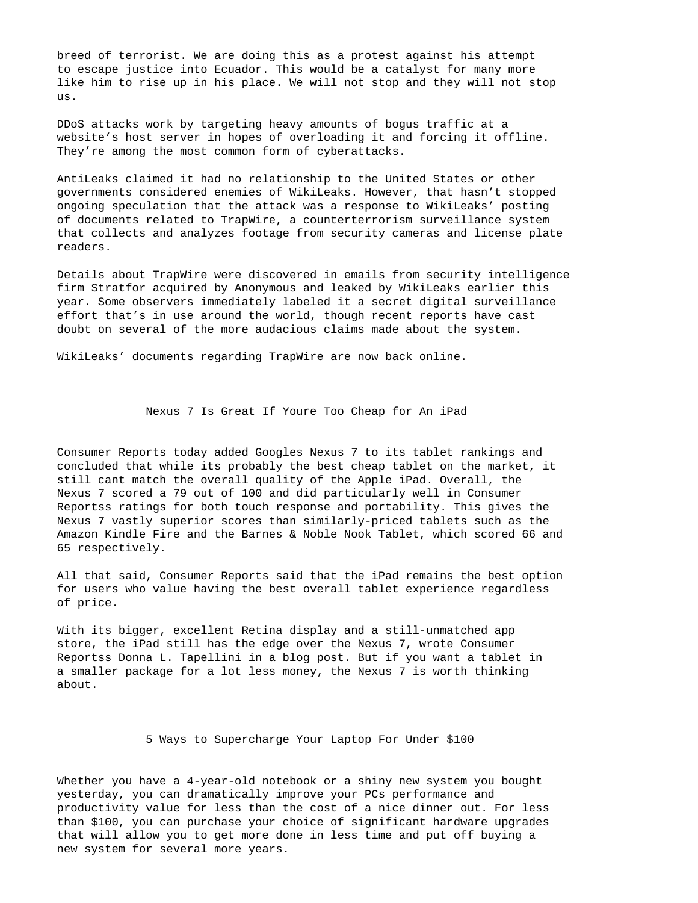breed of terrorist. We are doing this as a protest against his attempt to escape justice into Ecuador. This would be a catalyst for many more like him to rise up in his place. We will not stop and they will not stop us.

DDoS attacks work by targeting heavy amounts of bogus traffic at a website’s host server in hopes of overloading it and forcing it offline. They’re among the most common form of cyberattacks.

AntiLeaks claimed it had no relationship to the United States or other governments considered enemies of WikiLeaks. However, that hasn’t stopped ongoing speculation that the attack was a response to WikiLeaks’ posting of documents related to TrapWire, a counterterrorism surveillance system that collects and analyzes footage from security cameras and license plate readers.

Details about TrapWire were discovered in emails from security intelligence firm Stratfor acquired by Anonymous and leaked by WikiLeaks earlier this year. Some observers immediately labeled it a secret digital surveillance effort that’s in use around the world, though recent reports have cast doubt on several of the more audacious claims made about the system.

WikiLeaks’ documents regarding TrapWire are now back online.

## Nexus 7 Is Great If Youre Too Cheap for An iPad

Consumer Reports today added Googles Nexus 7 to its tablet rankings and concluded that while its probably the best cheap tablet on the market, it still cant match the overall quality of the Apple iPad. Overall, the Nexus 7 scored a 79 out of 100 and did particularly well in Consumer Reportss ratings for both touch response and portability. This gives the Nexus 7 vastly superior scores than similarly-priced tablets such as the Amazon Kindle Fire and the Barnes & Noble Nook Tablet, which scored 66 and 65 respectively.

All that said, Consumer Reports said that the iPad remains the best option for users who value having the best overall tablet experience regardless of price.

With its bigger, excellent Retina display and a still-unmatched app store, the iPad still has the edge over the Nexus 7, wrote Consumer Reportss Donna L. Tapellini in a blog post. But if you want a tablet in a smaller package for a lot less money, the Nexus 7 is worth thinking about.

## 5 Ways to Supercharge Your Laptop For Under $100

Whether you have a 4-year-old notebook or a shiny new system you bought yesterday, you can dramatically improve your PCs performance and productivity value for less than the cost of a nice dinner out. For less than $100, you can purchase your choice of significant hardware upgrades that will allow you to get more done in less time and put off buying a new system for several more years.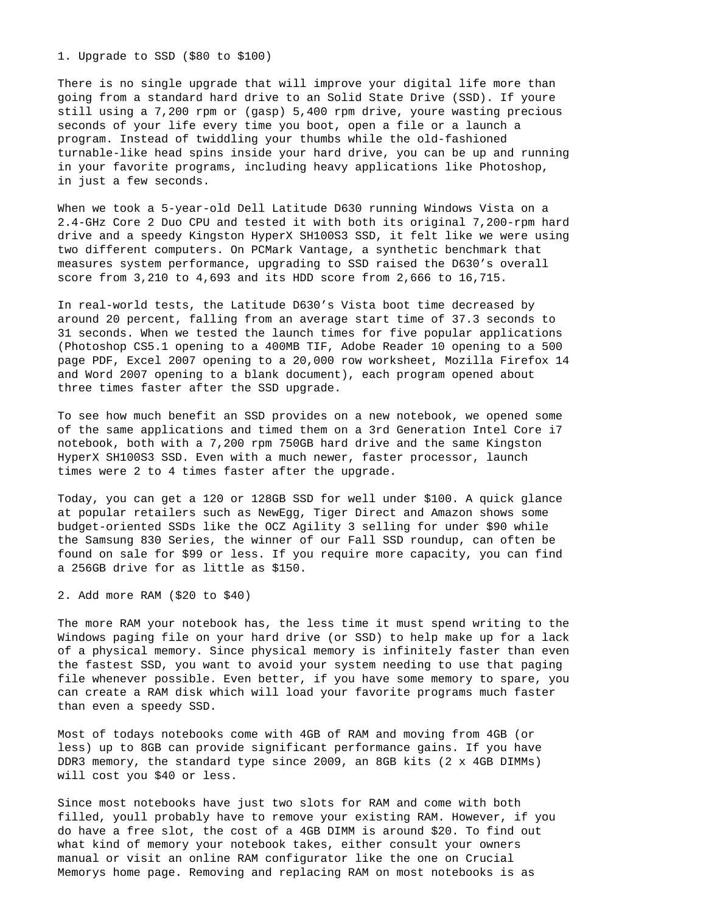## 1. Upgrade to SSD ($80 to $100)

There is no single upgrade that will improve your digital life more than going from a standard hard drive to an Solid State Drive (SSD). If youre still using a 7,200 rpm or (gasp) 5,400 rpm drive, youre wasting precious seconds of your life every time you boot, open a file or a launch a program. Instead of twiddling your thumbs while the old-fashioned turnable-like head spins inside your hard drive, you can be up and running in your favorite programs, including heavy applications like Photoshop, in just a few seconds.

When we took a 5-year-old Dell Latitude D630 running Windows Vista on a 2.4-GHz Core 2 Duo CPU and tested it with both its original 7,200-rpm hard drive and a speedy Kingston HyperX SH100S3 SSD, it felt like we were using two different computers. On PCMark Vantage, a synthetic benchmark that measures system performance, upgrading to SSD raised the D630's overall score from 3,210 to 4,693 and its HDD score from 2,666 to 16,715.

In real-world tests, the Latitude D630's Vista boot time decreased by around 20 percent, falling from an average start time of 37.3 seconds to 31 seconds. When we tested the launch times for five popular applications (Photoshop CS5.1 opening to a 400MB TIF, Adobe Reader 10 opening to a 500 page PDF, Excel 2007 opening to a 20,000 row worksheet, Mozilla Firefox 14 and Word 2007 opening to a blank document), each program opened about three times faster after the SSD upgrade.

To see how much benefit an SSD provides on a new notebook, we opened some of the same applications and timed them on a 3rd Generation Intel Core i7 notebook, both with a 7,200 rpm 750GB hard drive and the same Kingston HyperX SH100S3 SSD. Even with a much newer, faster processor, launch times were 2 to 4 times faster after the upgrade.

Today, you can get a 120 or 128GB SSD for well under $100. A quick glance at popular retailers such as NewEgg, Tiger Direct and Amazon shows some budget-oriented SSDs like the OCZ Agility 3 selling for under $90 while the Samsung 830 Series, the winner of our Fall SSD roundup, can often be found on sale for $99 or less. If you require more capacity, you can find a 256GB drive for as little as $150.

## 2. Add more RAM ($20 to $40)

The more RAM your notebook has, the less time it must spend writing to the Windows paging file on your hard drive (or SSD) to help make up for a lack of a physical memory. Since physical memory is infinitely faster than even the fastest SSD, you want to avoid your system needing to use that paging file whenever possible. Even better, if you have some memory to spare, you can create a RAM disk which will load your favorite programs much faster than even a speedy SSD.

Most of todays notebooks come with 4GB of RAM and moving from 4GB (or less) up to 8GB can provide significant performance gains. If you have DDR3 memory, the standard type since 2009, an 8GB kits (2 x 4GB DIMMs) will cost you $40 or less.

Since most notebooks have just two slots for RAM and come with both filled, youll probably have to remove your existing RAM. However, if you do have a free slot, the cost of a 4GB DIMM is around $20. To find out what kind of memory your notebook takes, either consult your owners manual or visit an online RAM configurator like the one on Crucial Memorys home page. Removing and replacing RAM on most notebooks is as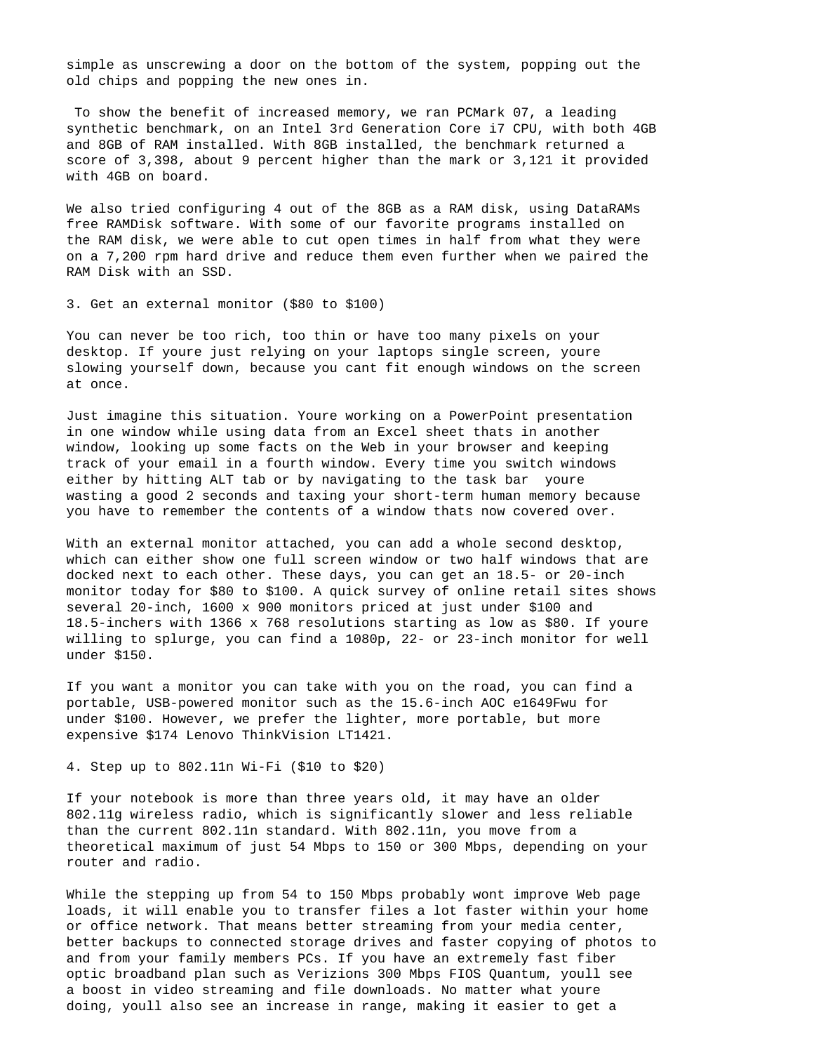simple as unscrewing a door on the bottom of the system, popping out the old chips and popping the new ones in.

To show the benefit of increased memory, we ran PCMark 07, a leading synthetic benchmark, on an Intel 3rd Generation Core i7 CPU, with both 4GB and 8GB of RAM installed. With 8GB installed, the benchmark returned a score of 3,398, about 9 percent higher than the mark or 3,121 it provided with 4GB on board.

We also tried configuring 4 out of the 8GB as a RAM disk, using DataRAMs free RAMDisk software. With some of our favorite programs installed on the RAM disk, we were able to cut open times in half from what they were on a 7,200 rpm hard drive and reduce them even further when we paired the RAM Disk with an SSD.

3. Get an external monitor ($80 to $100)

You can never be too rich, too thin or have too many pixels on your desktop. If youre just relying on your laptops single screen, youre slowing yourself down, because you cant fit enough windows on the screen at once.

Just imagine this situation. Youre working on a PowerPoint presentation in one window while using data from an Excel sheet thats in another window, looking up some facts on the Web in your browser and keeping track of your email in a fourth window. Every time you switch windows either by hitting ALT tab or by navigating to the task bar  youre wasting a good 2 seconds and taxing your short-term human memory because you have to remember the contents of a window thats now covered over.

With an external monitor attached, you can add a whole second desktop, which can either show one full screen window or two half windows that are docked next to each other. These days, you can get an 18.5- or 20-inch monitor today for $80 to $100. A quick survey of online retail sites shows several 20-inch, 1600 x 900 monitors priced at just under $100 and 18.5-inchers with 1366 x 768 resolutions starting as low as $80. If youre willing to splurge, you can find a 1080p, 22- or 23-inch monitor for well under $150.

If you want a monitor you can take with you on the road, you can find a portable, USB-powered monitor such as the 15.6-inch AOC e1649Fwu for under $100. However, we prefer the lighter, more portable, but more expensive $174 Lenovo ThinkVision LT1421.

4. Step up to 802.11n Wi-Fi ($10 to $20)

If your notebook is more than three years old, it may have an older 802.11g wireless radio, which is significantly slower and less reliable than the current 802.11n standard. With 802.11n, you move from a theoretical maximum of just 54 Mbps to 150 or 300 Mbps, depending on your router and radio.

While the stepping up from 54 to 150 Mbps probably wont improve Web page loads, it will enable you to transfer files a lot faster within your home or office network. That means better streaming from your media center, better backups to connected storage drives and faster copying of photos to and from your family members PCs. If you have an extremely fast fiber optic broadband plan such as Verizions 300 Mbps FIOS Quantum, youll see a boost in video streaming and file downloads. No matter what youre doing, youll also see an increase in range, making it easier to get a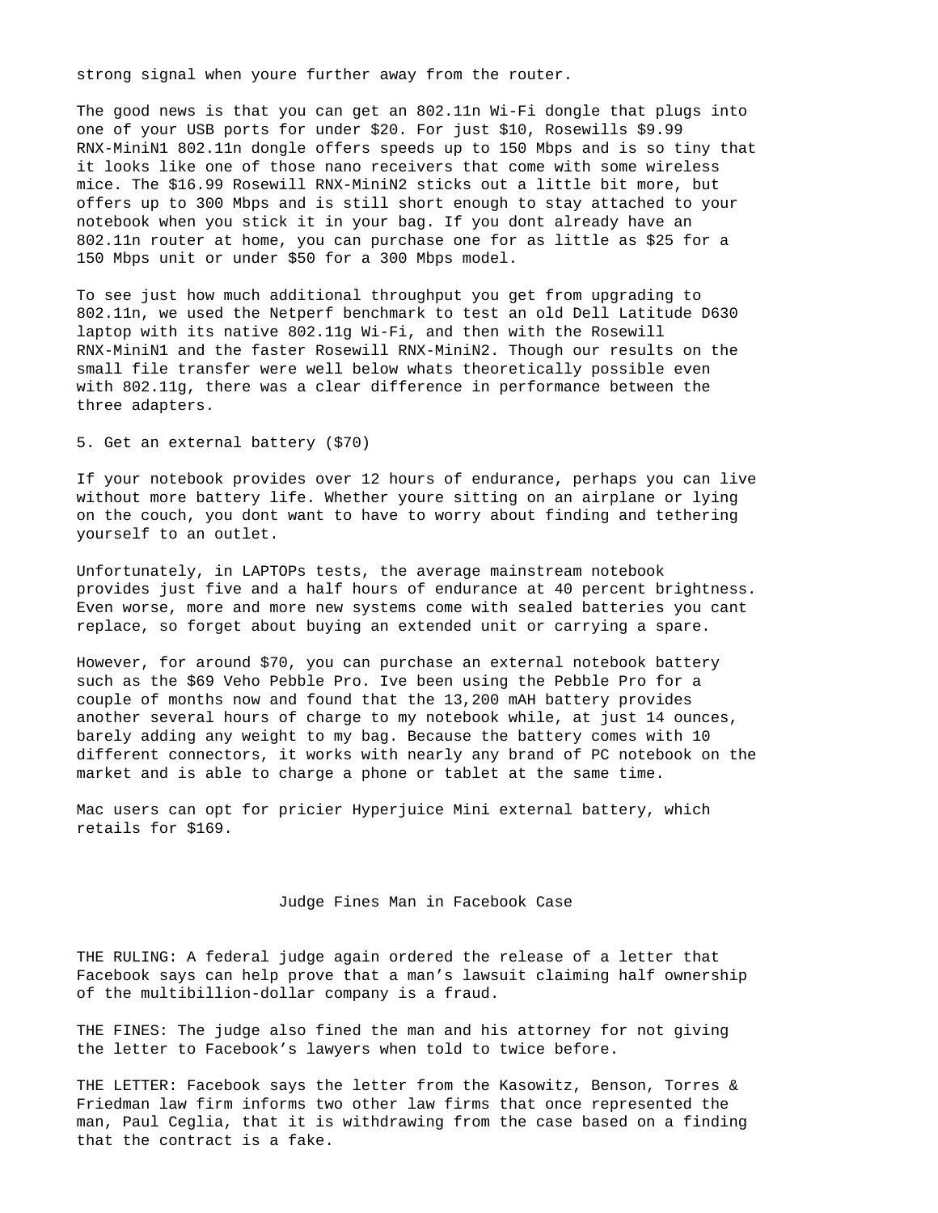strong signal when youre further away from the router.

The good news is that you can get an 802.11n Wi-Fi dongle that plugs into one of your USB ports for under $20. For just $10, Rosewills $9.99 RNX-MiniN1 802.11n dongle offers speeds up to 150 Mbps and is so tiny that it looks like one of those nano receivers that come with some wireless mice. The $16.99 Rosewill RNX-MiniN2 sticks out a little bit more, but offers up to 300 Mbps and is still short enough to stay attached to your notebook when you stick it in your bag. If you dont already have an 802.11n router at home, you can purchase one for as little as $25 for a 150 Mbps unit or under $50 for a 300 Mbps model.

To see just how much additional throughput you get from upgrading to 802.11n, we used the Netperf benchmark to test an old Dell Latitude D630 laptop with its native 802.11g Wi-Fi, and then with the Rosewill RNX-MiniN1 and the faster Rosewill RNX-MiniN2. Though our results on the small file transfer were well below whats theoretically possible even with 802.11g, there was a clear difference in performance between the three adapters.

5. Get an external battery ($70)

If your notebook provides over 12 hours of endurance, perhaps you can live without more battery life. Whether youre sitting on an airplane or lying on the couch, you dont want to have to worry about finding and tethering yourself to an outlet.

Unfortunately, in LAPTOPs tests, the average mainstream notebook provides just five and a half hours of endurance at 40 percent brightness. Even worse, more and more new systems come with sealed batteries you cant replace, so forget about buying an extended unit or carrying a spare.

However, for around $70, you can purchase an external notebook battery such as the $69 Veho Pebble Pro. Ive been using the Pebble Pro for a couple of months now and found that the 13,200 mAH battery provides another several hours of charge to my notebook while, at just 14 ounces, barely adding any weight to my bag. Because the battery comes with 10 different connectors, it works with nearly any brand of PC notebook on the market and is able to charge a phone or tablet at the same time.

Mac users can opt for pricier Hyperjuice Mini external battery, which retails for $169.

## Judge Fines Man in Facebook Case

THE RULING: A federal judge again ordered the release of a letter that Facebook says can help prove that a man’s lawsuit claiming half ownership of the multibillion-dollar company is a fraud.

THE FINES: The judge also fined the man and his attorney for not giving the letter to Facebook’s lawyers when told to twice before.

THE LETTER: Facebook says the letter from the Kasowitz, Benson, Torres & Friedman law firm informs two other law firms that once represented the man, Paul Ceglia, that it is withdrawing from the case based on a finding that the contract is a fake.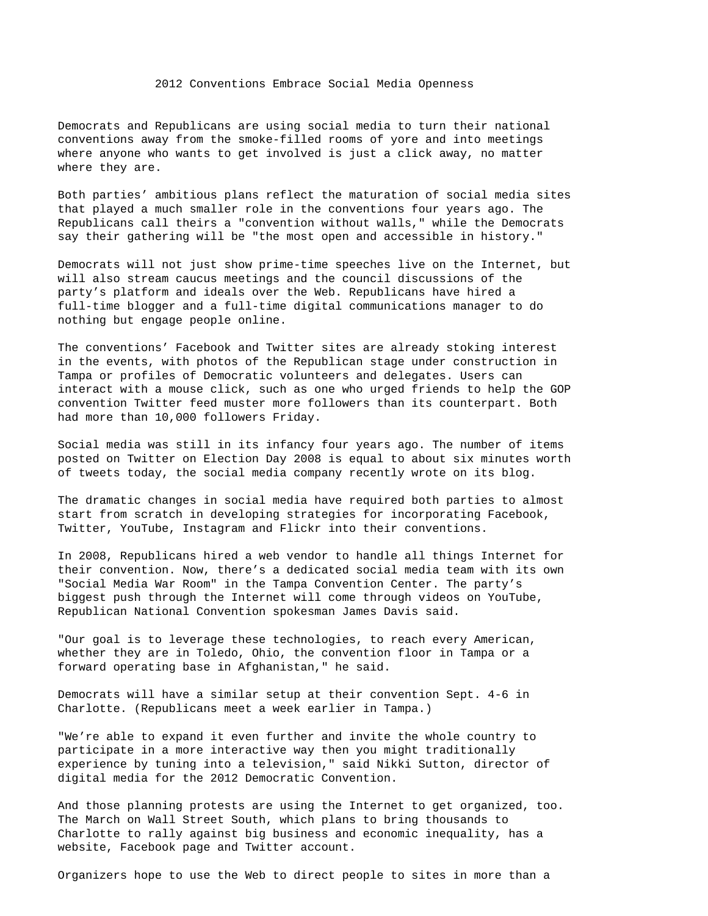# 2012 Conventions Embrace Social Media Openness

Democrats and Republicans are using social media to turn their national conventions away from the smoke-filled rooms of yore and into meetings where anyone who wants to get involved is just a click away, no matter where they are.

Both parties' ambitious plans reflect the maturation of social media sites that played a much smaller role in the conventions four years ago. The Republicans call theirs a "convention without walls," while the Democrats say their gathering will be "the most open and accessible in history."

Democrats will not just show prime-time speeches live on the Internet, but will also stream caucus meetings and the council discussions of the party's platform and ideals over the Web. Republicans have hired a full-time blogger and a full-time digital communications manager to do nothing but engage people online.

The conventions' Facebook and Twitter sites are already stoking interest in the events, with photos of the Republican stage under construction in Tampa or profiles of Democratic volunteers and delegates. Users can interact with a mouse click, such as one who urged friends to help the GOP convention Twitter feed muster more followers than its counterpart. Both had more than 10,000 followers Friday.

Social media was still in its infancy four years ago. The number of items posted on Twitter on Election Day 2008 is equal to about six minutes worth of tweets today, the social media company recently wrote on its blog.

The dramatic changes in social media have required both parties to almost start from scratch in developing strategies for incorporating Facebook, Twitter, YouTube, Instagram and Flickr into their conventions.

In 2008, Republicans hired a web vendor to handle all things Internet for their convention. Now, there's a dedicated social media team with its own "Social Media War Room" in the Tampa Convention Center. The party's biggest push through the Internet will come through videos on YouTube, Republican National Convention spokesman James Davis said.

"Our goal is to leverage these technologies, to reach every American, whether they are in Toledo, Ohio, the convention floor in Tampa or a forward operating base in Afghanistan," he said.

Democrats will have a similar setup at their convention Sept. 4-6 in Charlotte. (Republicans meet a week earlier in Tampa.)

"We're able to expand it even further and invite the whole country to participate in a more interactive way then you might traditionally experience by tuning into a television," said Nikki Sutton, director of digital media for the 2012 Democratic Convention.

And those planning protests are using the Internet to get organized, too. The March on Wall Street South, which plans to bring thousands to Charlotte to rally against big business and economic inequality, has a website, Facebook page and Twitter account.

Organizers hope to use the Web to direct people to sites in more than a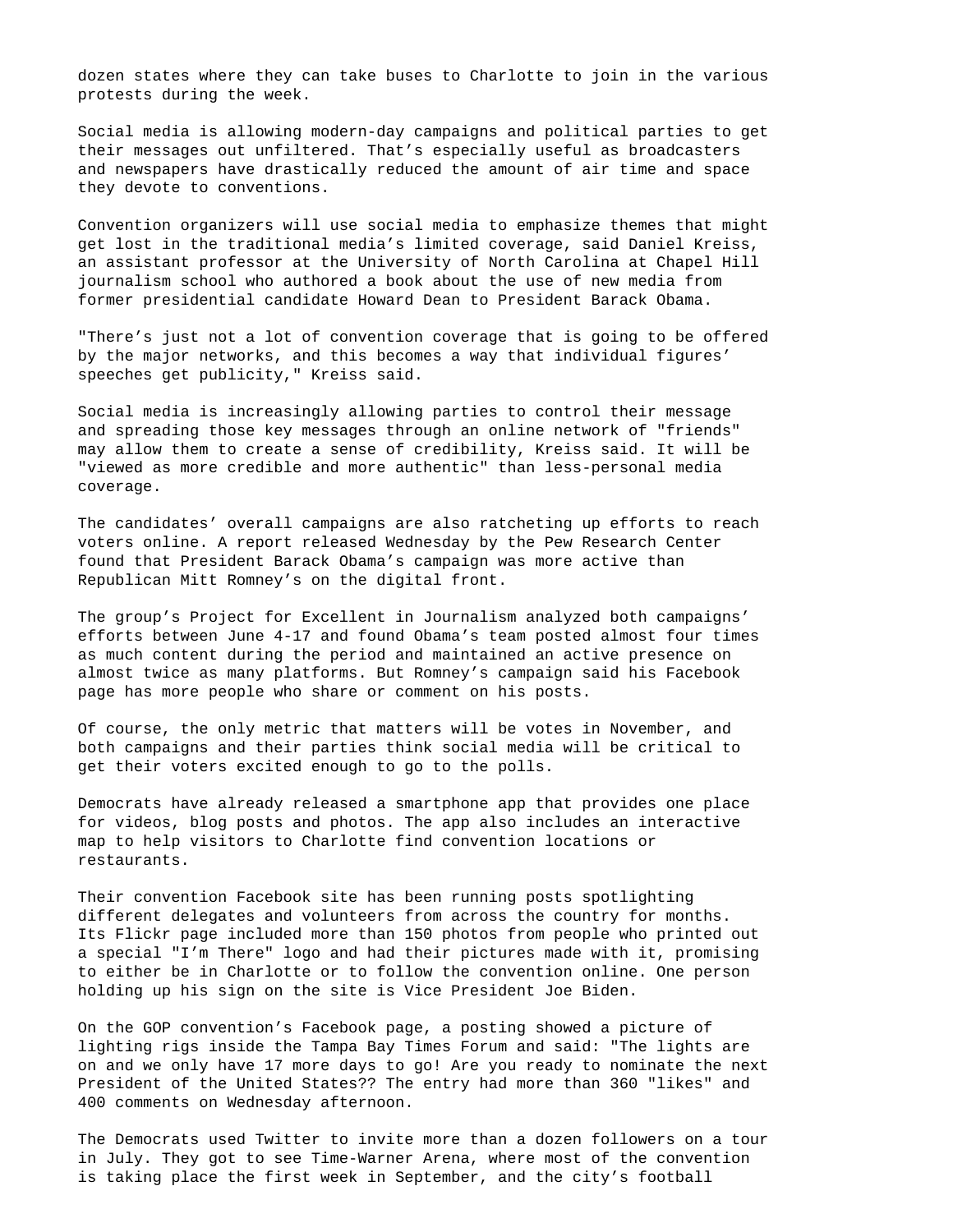dozen states where they can take buses to Charlotte to join in the various protests during the week.

Social media is allowing modern-day campaigns and political parties to get their messages out unfiltered. That’s especially useful as broadcasters and newspapers have drastically reduced the amount of air time and space they devote to conventions.

Convention organizers will use social media to emphasize themes that might get lost in the traditional media’s limited coverage, said Daniel Kreiss, an assistant professor at the University of North Carolina at Chapel Hill journalism school who authored a book about the use of new media from former presidential candidate Howard Dean to President Barack Obama.

"There’s just not a lot of convention coverage that is going to be offered by the major networks, and this becomes a way that individual figures’ speeches get publicity," Kreiss said.

Social media is increasingly allowing parties to control their message and spreading those key messages through an online network of "friends" may allow them to create a sense of credibility, Kreiss said. It will be "viewed as more credible and more authentic" than less-personal media coverage.

The candidates’ overall campaigns are also ratcheting up efforts to reach voters online. A report released Wednesday by the Pew Research Center found that President Barack Obama’s campaign was more active than Republican Mitt Romney’s on the digital front.

The group’s Project for Excellent in Journalism analyzed both campaigns’ efforts between June 4-17 and found Obama’s team posted almost four times as much content during the period and maintained an active presence on almost twice as many platforms. But Romney’s campaign said his Facebook page has more people who share or comment on his posts.

Of course, the only metric that matters will be votes in November, and both campaigns and their parties think social media will be critical to get their voters excited enough to go to the polls.

Democrats have already released a smartphone app that provides one place for videos, blog posts and photos. The app also includes an interactive map to help visitors to Charlotte find convention locations or restaurants.

Their convention Facebook site has been running posts spotlighting different delegates and volunteers from across the country for months. Its Flickr page included more than 150 photos from people who printed out a special "I’m There" logo and had their pictures made with it, promising to either be in Charlotte or to follow the convention online. One person holding up his sign on the site is Vice President Joe Biden.

On the GOP convention’s Facebook page, a posting showed a picture of lighting rigs inside the Tampa Bay Times Forum and said: "The lights are on and we only have 17 more days to go! Are you ready to nominate the next President of the United States?? The entry had more than 360 "likes" and 400 comments on Wednesday afternoon.

The Democrats used Twitter to invite more than a dozen followers on a tour in July. They got to see Time-Warner Arena, where most of the convention is taking place the first week in September, and the city’s football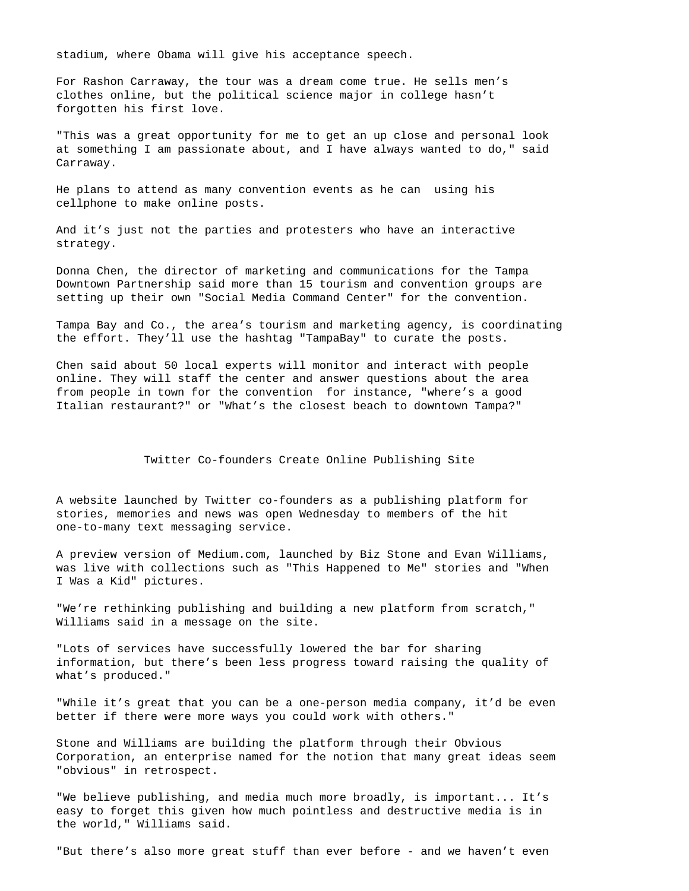stadium, where Obama will give his acceptance speech.

For Rashon Carraway, the tour was a dream come true. He sells men's clothes online, but the political science major in college hasn't forgotten his first love.

"This was a great opportunity for me to get an up close and personal look at something I am passionate about, and I have always wanted to do," said Carraway.

He plans to attend as many convention events as he can  using his cellphone to make online posts.

And it's just not the parties and protesters who have an interactive strategy.

Donna Chen, the director of marketing and communications for the Tampa Downtown Partnership said more than 15 tourism and convention groups are setting up their own "Social Media Command Center" for the convention.

Tampa Bay and Co., the area's tourism and marketing agency, is coordinating the effort. They'll use the hashtag "TampaBay" to curate the posts.

Chen said about 50 local experts will monitor and interact with people online. They will staff the center and answer questions about the area from people in town for the convention  for instance, "where's a good Italian restaurant?" or "What's the closest beach to downtown Tampa?"

## Twitter Co-founders Create Online Publishing Site

A website launched by Twitter co-founders as a publishing platform for stories, memories and news was open Wednesday to members of the hit one-to-many text messaging service.

A preview version of Medium.com, launched by Biz Stone and Evan Williams, was live with collections such as "This Happened to Me" stories and "When I Was a Kid" pictures.

"We're rethinking publishing and building a new platform from scratch," Williams said in a message on the site.

"Lots of services have successfully lowered the bar for sharing information, but there's been less progress toward raising the quality of what's produced."

"While it's great that you can be a one-person media company, it'd be even better if there were more ways you could work with others."

Stone and Williams are building the platform through their Obvious Corporation, an enterprise named for the notion that many great ideas seem "obvious" in retrospect.

"We believe publishing, and media much more broadly, is important... It's easy to forget this given how much pointless and destructive media is in the world," Williams said.

"But there's also more great stuff than ever before - and we haven't even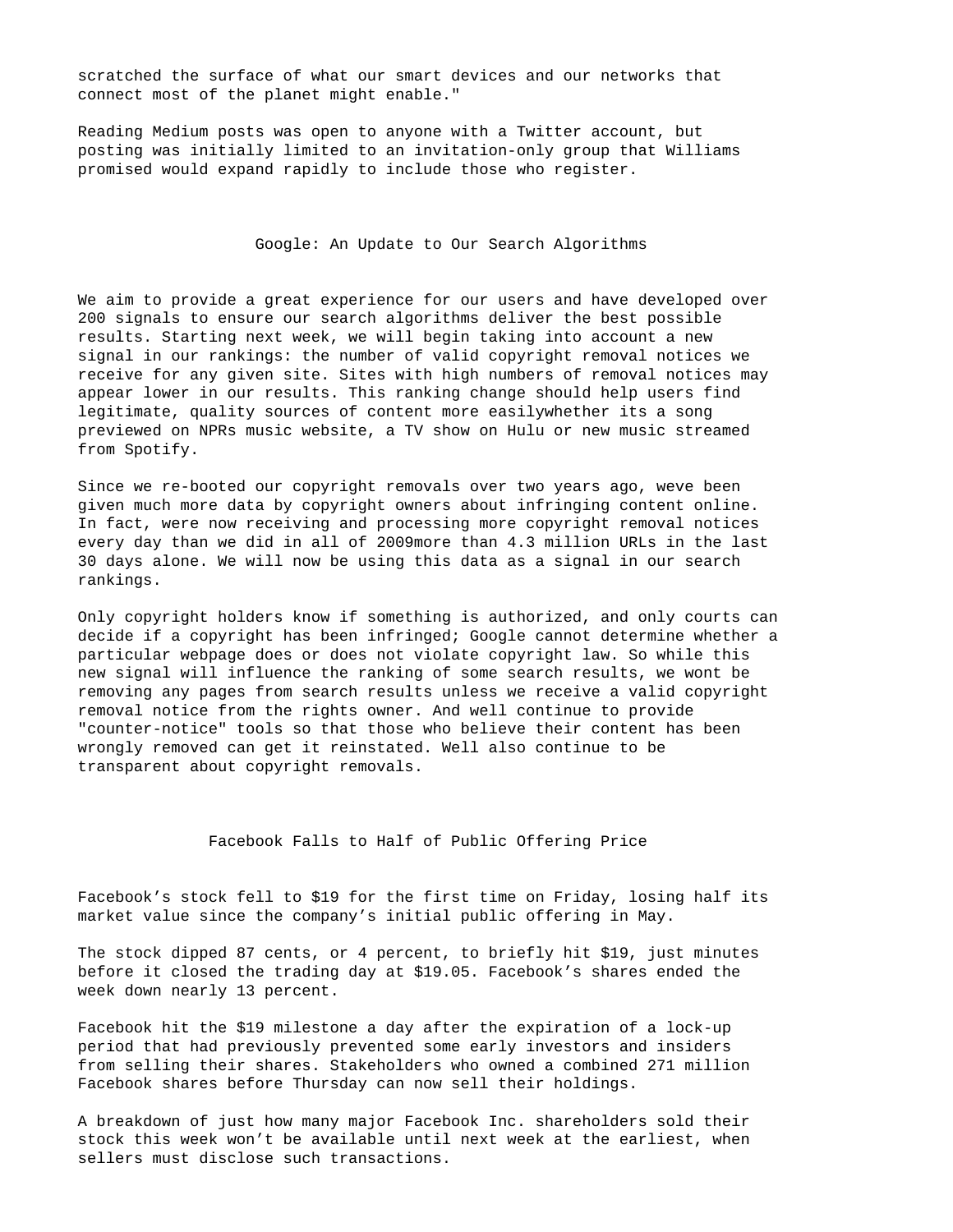scratched the surface of what our smart devices and our networks that connect most of the planet might enable."

Reading Medium posts was open to anyone with a Twitter account, but posting was initially limited to an invitation-only group that Williams promised would expand rapidly to include those who register.

## Google: An Update to Our Search Algorithms

We aim to provide a great experience for our users and have developed over 200 signals to ensure our search algorithms deliver the best possible results. Starting next week, we will begin taking into account a new signal in our rankings: the number of valid copyright removal notices we receive for any given site. Sites with high numbers of removal notices may appear lower in our results. This ranking change should help users find legitimate, quality sources of content more easilywhether its a song previewed on NPRs music website, a TV show on Hulu or new music streamed from Spotify.

Since we re-booted our copyright removals over two years ago, weve been given much more data by copyright owners about infringing content online. In fact, were now receiving and processing more copyright removal notices every day than we did in all of 2009more than 4.3 million URLs in the last 30 days alone. We will now be using this data as a signal in our search rankings.

Only copyright holders know if something is authorized, and only courts can decide if a copyright has been infringed; Google cannot determine whether a particular webpage does or does not violate copyright law. So while this new signal will influence the ranking of some search results, we wont be removing any pages from search results unless we receive a valid copyright removal notice from the rights owner. And well continue to provide "counter-notice" tools so that those who believe their content has been wrongly removed can get it reinstated. Well also continue to be transparent about copyright removals.

## Facebook Falls to Half of Public Offering Price

Facebook’s stock fell to $19 for the first time on Friday, losing half its market value since the company’s initial public offering in May.

The stock dipped 87 cents, or 4 percent, to briefly hit $19, just minutes before it closed the trading day at $19.05. Facebook’s shares ended the week down nearly 13 percent.

Facebook hit the $19 milestone a day after the expiration of a lock-up period that had previously prevented some early investors and insiders from selling their shares. Stakeholders who owned a combined 271 million Facebook shares before Thursday can now sell their holdings.

A breakdown of just how many major Facebook Inc. shareholders sold their stock this week won’t be available until next week at the earliest, when sellers must disclose such transactions.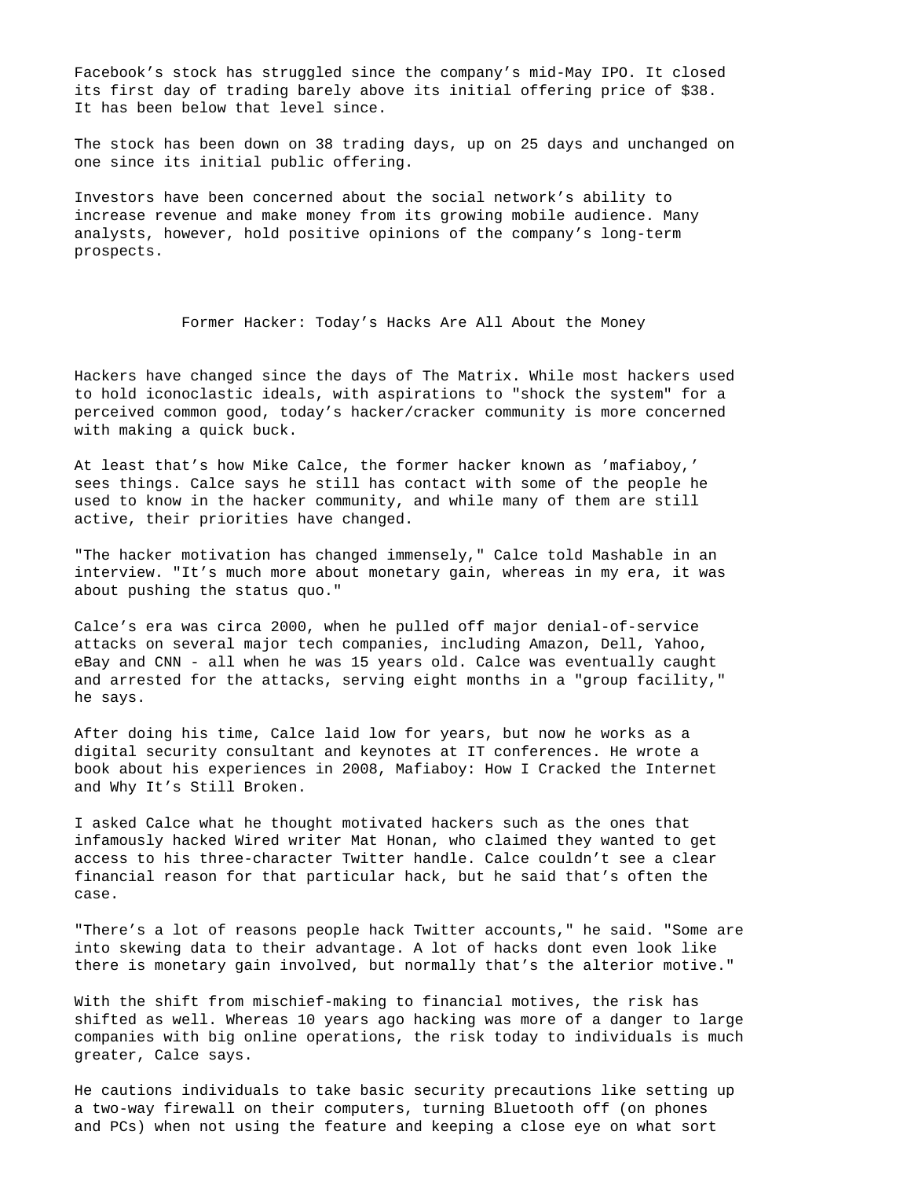Facebook’s stock has struggled since the company’s mid-May IPO. It closed its first day of trading barely above its initial offering price of $38. It has been below that level since.

The stock has been down on 38 trading days, up on 25 days and unchanged on one since its initial public offering.

Investors have been concerned about the social network’s ability to increase revenue and make money from its growing mobile audience. Many analysts, however, hold positive opinions of the company’s long-term prospects.

## Former Hacker: Today’s Hacks Are All About the Money

Hackers have changed since the days of The Matrix. While most hackers used to hold iconoclastic ideals, with aspirations to "shock the system" for a perceived common good, today’s hacker/cracker community is more concerned with making a quick buck.

At least that’s how Mike Calce, the former hacker known as ’mafiaboy,’ sees things. Calce says he still has contact with some of the people he used to know in the hacker community, and while many of them are still active, their priorities have changed.

"The hacker motivation has changed immensely," Calce told Mashable in an interview. "It’s much more about monetary gain, whereas in my era, it was about pushing the status quo."

Calce’s era was circa 2000, when he pulled off major denial-of-service attacks on several major tech companies, including Amazon, Dell, Yahoo, eBay and CNN - all when he was 15 years old. Calce was eventually caught and arrested for the attacks, serving eight months in a "group facility," he says.

After doing his time, Calce laid low for years, but now he works as a digital security consultant and keynotes at IT conferences. He wrote a book about his experiences in 2008, Mafiaboy: How I Cracked the Internet and Why It’s Still Broken.

I asked Calce what he thought motivated hackers such as the ones that infamously hacked Wired writer Mat Honan, who claimed they wanted to get access to his three-character Twitter handle. Calce couldn’t see a clear financial reason for that particular hack, but he said that’s often the case.

"There’s a lot of reasons people hack Twitter accounts," he said. "Some are into skewing data to their advantage. A lot of hacks dont even look like there is monetary gain involved, but normally that’s the alterior motive."

With the shift from mischief-making to financial motives, the risk has shifted as well. Whereas 10 years ago hacking was more of a danger to large companies with big online operations, the risk today to individuals is much greater, Calce says.

He cautions individuals to take basic security precautions like setting up a two-way firewall on their computers, turning Bluetooth off (on phones and PCs) when not using the feature and keeping a close eye on what sort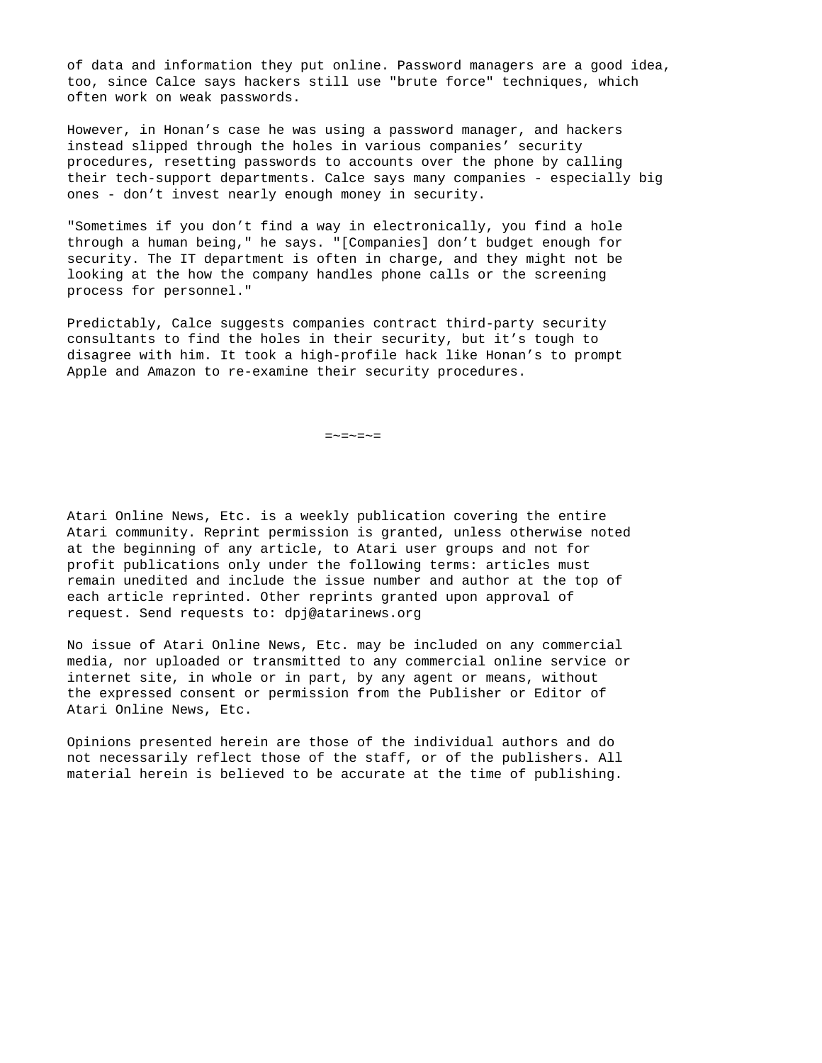of data and information they put online. Password managers are a good idea, too, since Calce says hackers still use "brute force" techniques, which often work on weak passwords.

However, in Honan's case he was using a password manager, and hackers instead slipped through the holes in various companies' security procedures, resetting passwords to accounts over the phone by calling their tech-support departments. Calce says many companies - especially big ones - don't invest nearly enough money in security.

"Sometimes if you don't find a way in electronically, you find a hole through a human being," he says. "[Companies] don't budget enough for security. The IT department is often in charge, and they might not be looking at the how the company handles phone calls or the screening process for personnel."

Predictably, Calce suggests companies contract third-party security consultants to find the holes in their security, but it's tough to disagree with him. It took a high-profile hack like Honan's to prompt Apple and Amazon to re-examine their security procedures.

=~=~=~=

Atari Online News, Etc. is a weekly publication covering the entire Atari community. Reprint permission is granted, unless otherwise noted at the beginning of any article, to Atari user groups and not for profit publications only under the following terms: articles must remain unedited and include the issue number and author at the top of each article reprinted. Other reprints granted upon approval of request. Send requests to: dpj@atarinews.org

No issue of Atari Online News, Etc. may be included on any commercial media, nor uploaded or transmitted to any commercial online service or internet site, in whole or in part, by any agent or means, without the expressed consent or permission from the Publisher or Editor of Atari Online News, Etc.

Opinions presented herein are those of the individual authors and do not necessarily reflect those of the staff, or of the publishers. All material herein is believed to be accurate at the time of publishing.